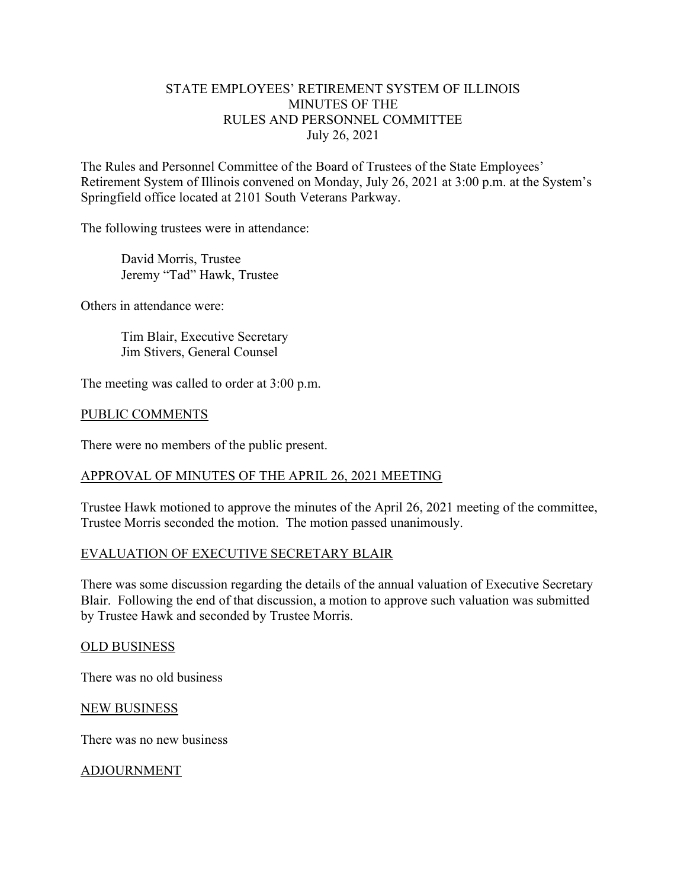# STATE EMPLOYEES' RETIREMENT SYSTEM OF ILLINOIS
## MINUTES OF THE
## RULES AND PERSONNEL COMMITTEE
### July 26, 2021

The Rules and Personnel Committee of the Board of Trustees of the State Employees' Retirement System of Illinois convened on Monday, July 26, 2021 at 3:00 p.m. at the System's Springfield office located at 2101 South Veterans Parkway.

The following trustees were in attendance:

David Morris, Trustee
Jeremy "Tad" Hawk, Trustee

Others in attendance were:

Tim Blair, Executive Secretary
Jim Stivers, General Counsel

The meeting was called to order at 3:00 p.m.

PUBLIC COMMENTS

There were no members of the public present.

APPROVAL OF MINUTES OF THE APRIL 26, 2021 MEETING

Trustee Hawk motioned to approve the minutes of the April 26, 2021 meeting of the committee, Trustee Morris seconded the motion. The motion passed unanimously.

EVALUATION OF EXECUTIVE SECRETARY BLAIR

There was some discussion regarding the details of the annual valuation of Executive Secretary Blair. Following the end of that discussion, a motion to approve such valuation was submitted by Trustee Hawk and seconded by Trustee Morris.

OLD BUSINESS

There was no old business

NEW BUSINESS

There was no new business

ADJOURNMENT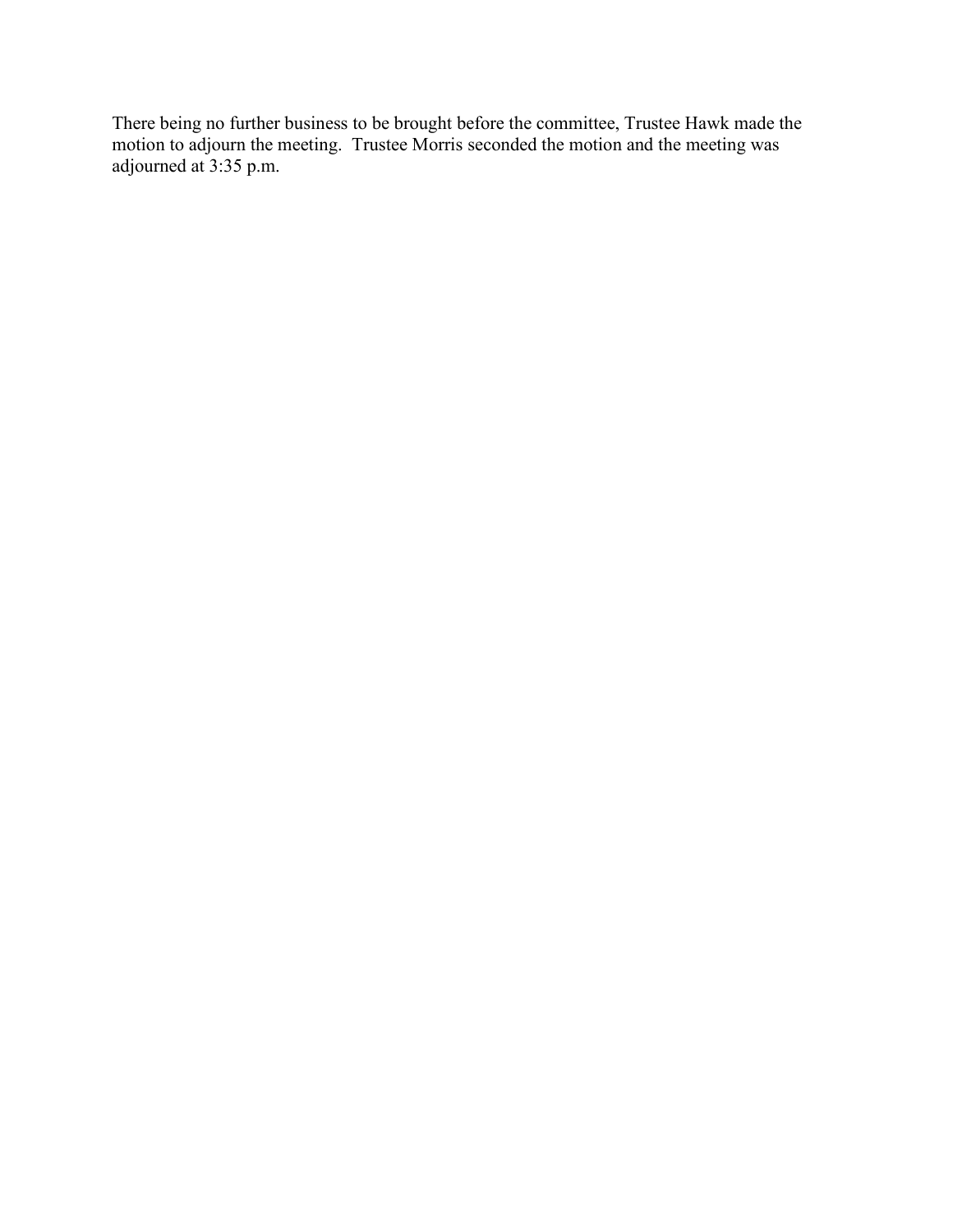There being no further business to be brought before the committee, Trustee Hawk made the motion to adjourn the meeting. Trustee Morris seconded the motion and the meeting was adjourned at 3:35 p.m.